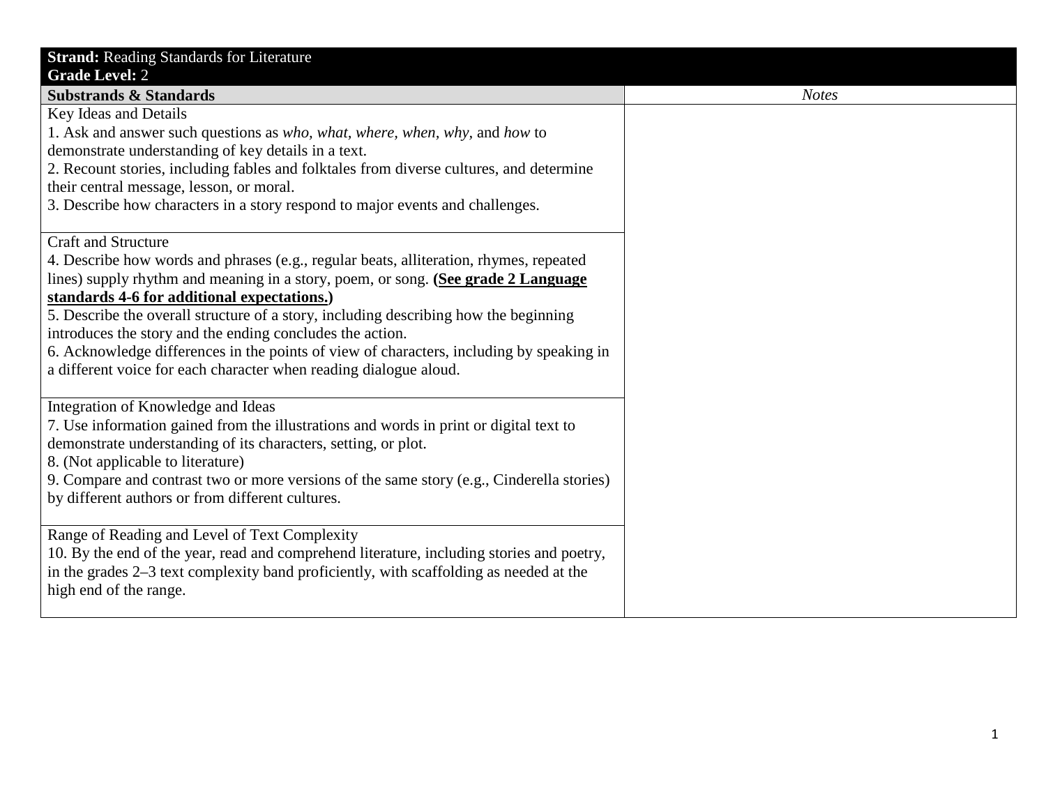| **Strand:** Reading Standards for Literature<br>**Grade Level:** 2 | |
|---|---|
| **Substrands & Standards** | *Notes* |
| Key Ideas and Details<br>1. Ask and answer such questions as *who, what, where, when, why,* and *how* to demonstrate understanding of key details in a text.<br>2. Recount stories, including fables and folktales from diverse cultures, and determine their central message, lesson, or moral.<br>3. Describe how characters in a story respond to major events and challenges. | |
| Craft and Structure<br>4. Describe how words and phrases (e.g., regular beats, alliteration, rhymes, repeated lines) supply rhythm and meaning in a story, poem, or song. **(<u>See grade 2 Language standards 4-6 for additional expectations.</u>)**<br>5. Describe the overall structure of a story, including describing how the beginning introduces the story and the ending concludes the action.<br>6. Acknowledge differences in the points of view of characters, including by speaking in a different voice for each character when reading dialogue aloud. | |
| Integration of Knowledge and Ideas<br>7. Use information gained from the illustrations and words in print or digital text to demonstrate understanding of its characters, setting, or plot.<br>8. (Not applicable to literature)<br>9. Compare and contrast two or more versions of the same story (e.g., Cinderella stories) by different authors or from different cultures. | |
| Range of Reading and Level of Text Complexity<br>10. By the end of the year, read and comprehend literature, including stories and poetry, in the grades 2–3 text complexity band proficiently, with scaffolding as needed at the high end of the range. | |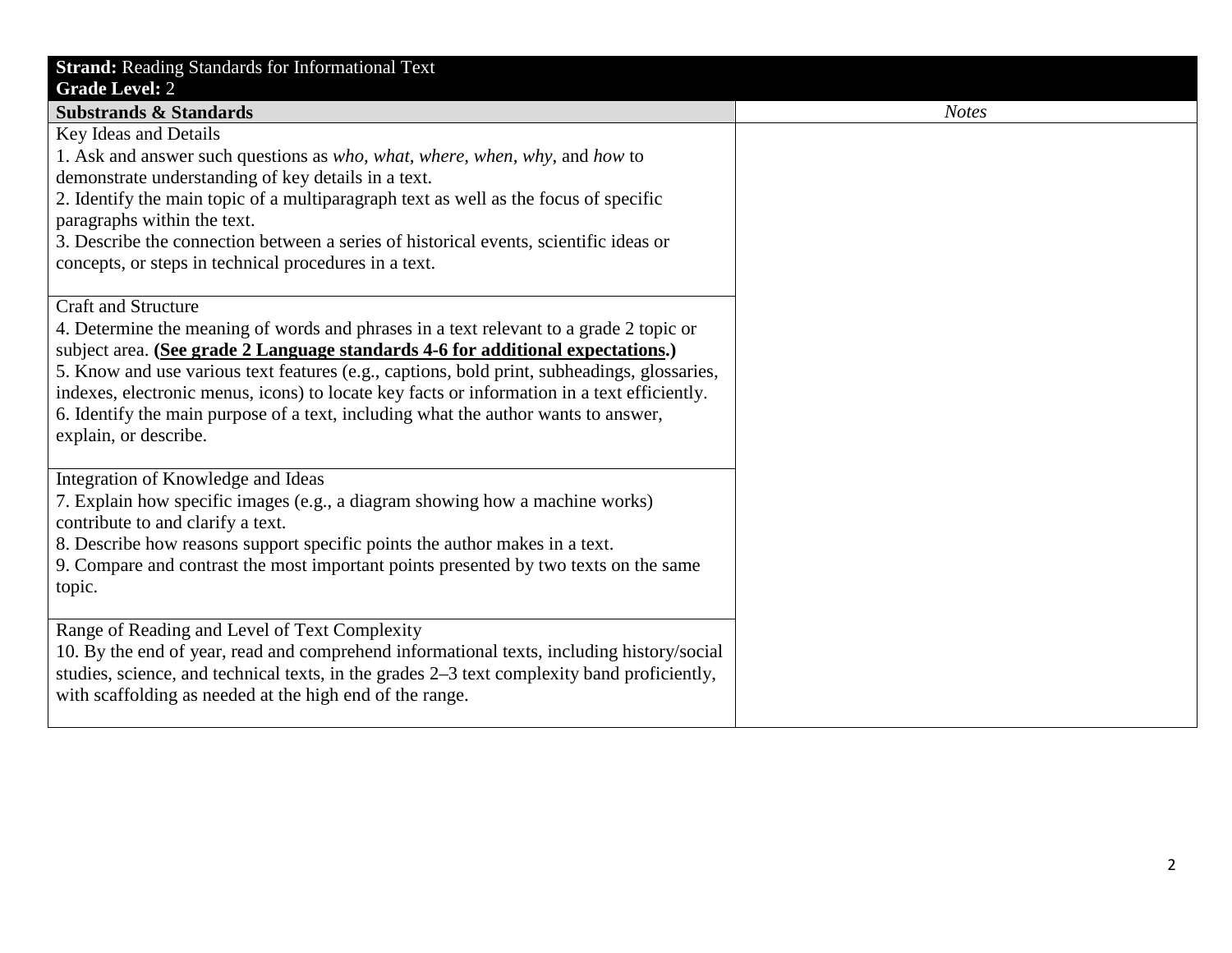| **Strand:** Reading Standards for Informational Text<br>**Grade Level:** 2 | |
|---|---|
| **Substrands & Standards** | *Notes* |
| Key Ideas and Details<br>1. Ask and answer such questions as *who, what, where, when, why,* and *how* to demonstrate understanding of key details in a text.<br>2. Identify the main topic of a multiparagraph text as well as the focus of specific paragraphs within the text.<br>3. Describe the connection between a series of historical events, scientific ideas or concepts, or steps in technical procedures in a text. | |
| Craft and Structure<br>4. Determine the meaning of words and phrases in a text relevant to a grade 2 topic or subject area. **(<u>See grade 2 Language standards 4-6 for additional expectations</u>.)**<br>5. Know and use various text features (e.g., captions, bold print, subheadings, glossaries, indexes, electronic menus, icons) to locate key facts or information in a text efficiently.<br>6. Identify the main purpose of a text, including what the author wants to answer, explain, or describe. | |
| Integration of Knowledge and Ideas<br>7. Explain how specific images (e.g., a diagram showing how a machine works) contribute to and clarify a text.<br>8. Describe how reasons support specific points the author makes in a text.<br>9. Compare and contrast the most important points presented by two texts on the same topic. | |
| Range of Reading and Level of Text Complexity<br>10. By the end of year, read and comprehend informational texts, including history/social studies, science, and technical texts, in the grades 2–3 text complexity band proficiently, with scaffolding as needed at the high end of the range. | |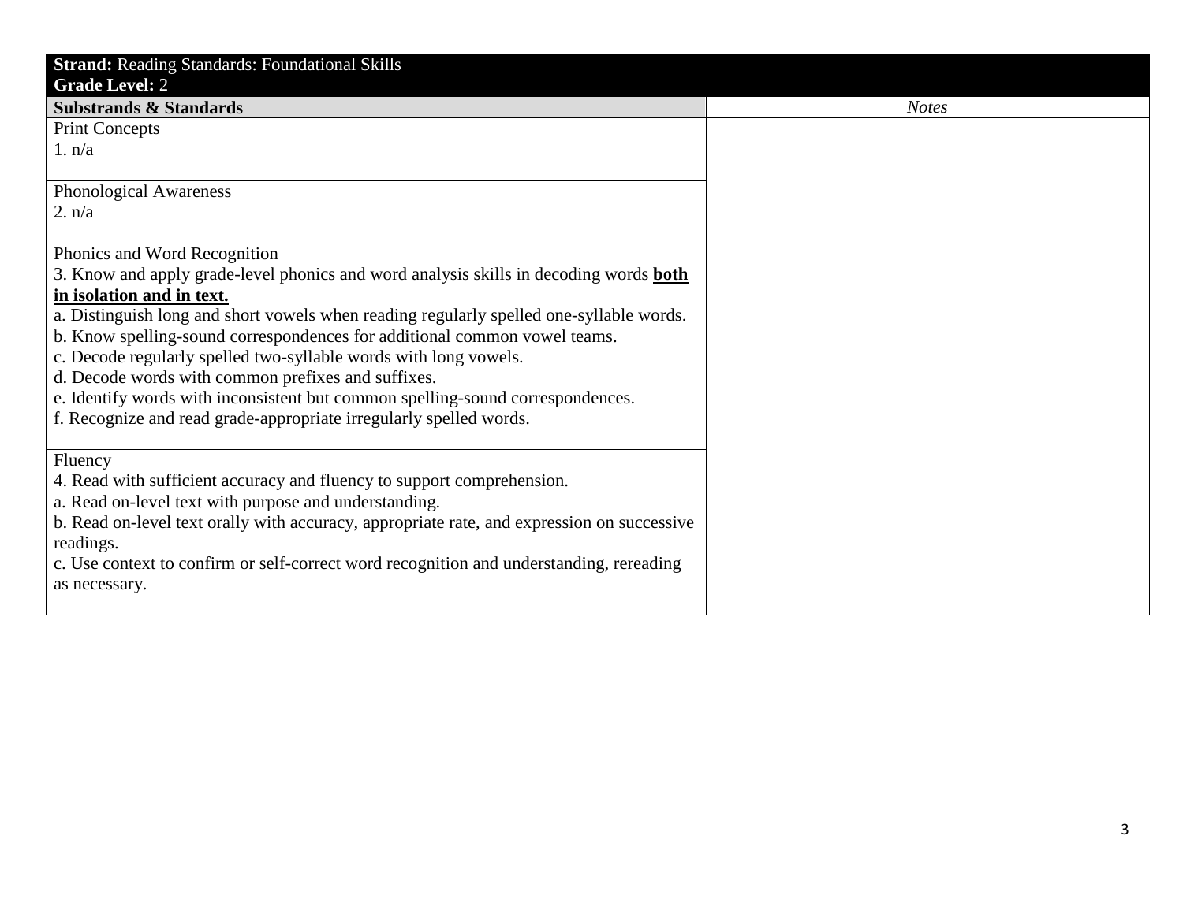| **Strand:** Reading Standards: Foundational Skills<br>**Grade Level:** 2 | |
|---|---|
| **Substrands & Standards** | *Notes* |
| Print Concepts<br>1. n/a | |
| Phonological Awareness<br>2. n/a | |
| Phonics and Word Recognition<br>3. Know and apply grade-level phonics and word analysis skills in decoding words <u>**both in isolation and in text.**</u><br>a. Distinguish long and short vowels when reading regularly spelled one-syllable words.<br>b. Know spelling-sound correspondences for additional common vowel teams.<br>c. Decode regularly spelled two-syllable words with long vowels.<br>d. Decode words with common prefixes and suffixes.<br>e. Identify words with inconsistent but common spelling-sound correspondences.<br>f. Recognize and read grade-appropriate irregularly spelled words. | |
| Fluency<br>4. Read with sufficient accuracy and fluency to support comprehension.<br>a. Read on-level text with purpose and understanding.<br>b. Read on-level text orally with accuracy, appropriate rate, and expression on successive readings.<br>c. Use context to confirm or self-correct word recognition and understanding, rereading as necessary. | |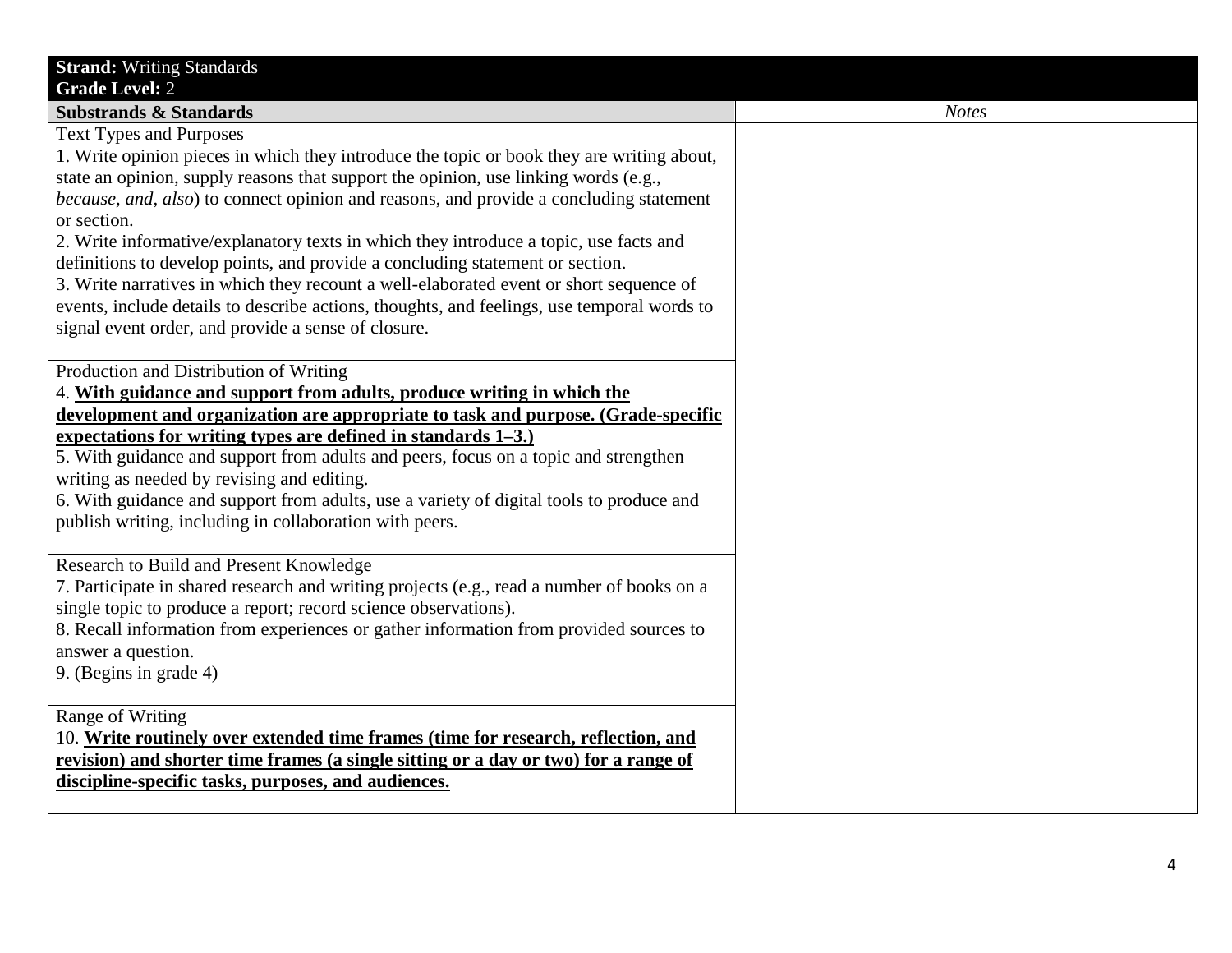| **Strand:** Writing Standards<br>**Grade Level:** 2 | |
|---|---|
| **Substrands & Standards** | *Notes* |
| Text Types and Purposes<br>1. Write opinion pieces in which they introduce the topic or book they are writing about, state an opinion, supply reasons that support the opinion, use linking words (e.g., *because, and, also*) to connect opinion and reasons, and provide a concluding statement or section.<br>2. Write informative/explanatory texts in which they introduce a topic, use facts and definitions to develop points, and provide a concluding statement or section.<br>3. Write narratives in which they recount a well-elaborated event or short sequence of events, include details to describe actions, thoughts, and feelings, use temporal words to signal event order, and provide a sense of closure. | |
| Production and Distribution of Writing<br>4. **<u>With guidance and support from adults, produce writing in which the development and organization are appropriate to task and purpose. (Grade-specific expectations for writing types are defined in standards 1–3.)</u>**<br>5. With guidance and support from adults and peers, focus on a topic and strengthen writing as needed by revising and editing.<br>6. With guidance and support from adults, use a variety of digital tools to produce and publish writing, including in collaboration with peers. | |
| Research to Build and Present Knowledge<br>7. Participate in shared research and writing projects (e.g., read a number of books on a single topic to produce a report; record science observations).<br>8. Recall information from experiences or gather information from provided sources to answer a question.<br>9. (Begins in grade 4) | |
| Range of Writing<br>10. **<u>Write routinely over extended time frames (time for research, reflection, and revision) and shorter time frames (a single sitting or a day or two) for a range of discipline-specific tasks, purposes, and audiences.</u>** | |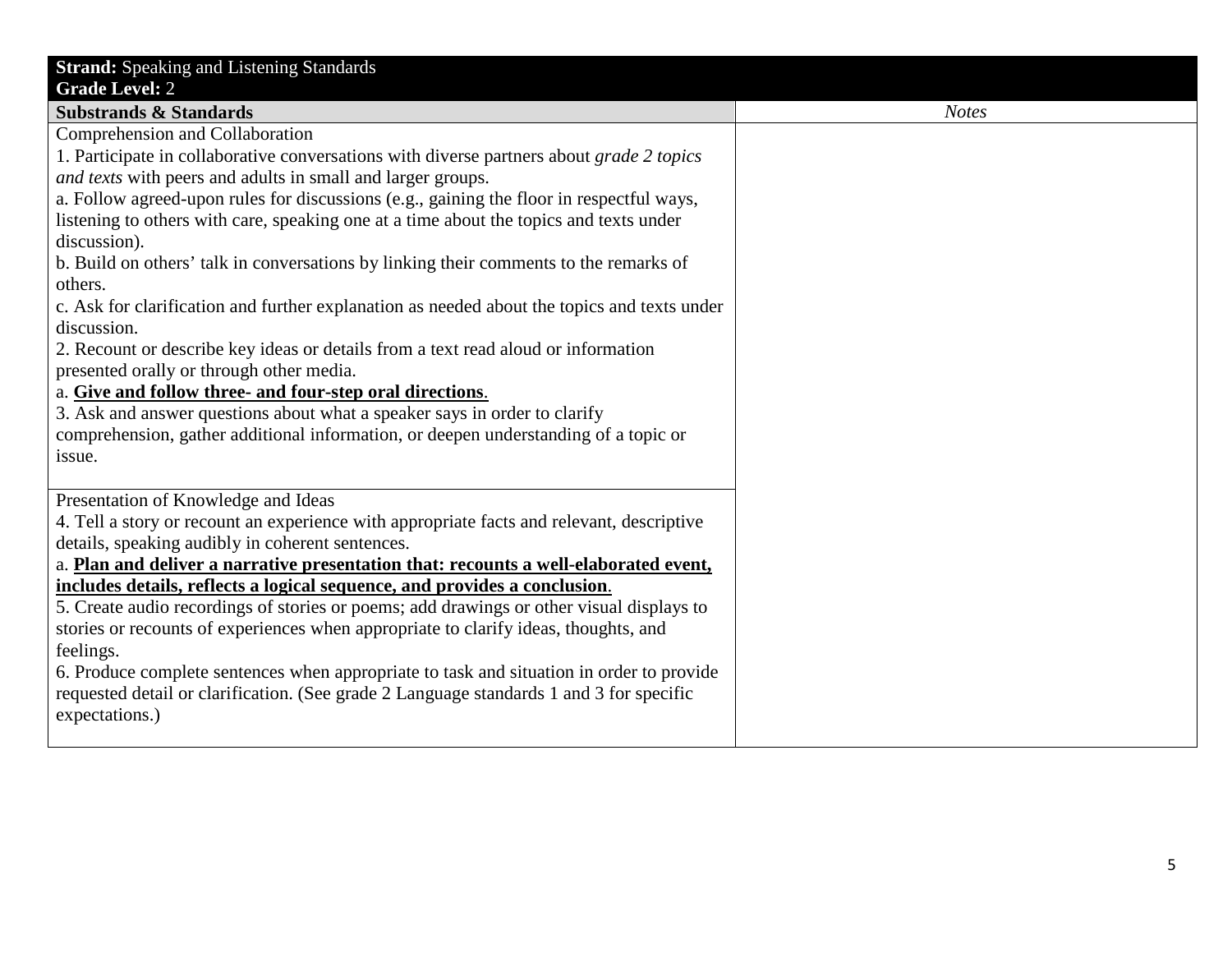| **Strand:** Speaking and Listening Standards<br>**Grade Level:** 2 | |
|---|---|
| **Substrands & Standards** | *Notes* |
| Comprehension and Collaboration<br>1. Participate in collaborative conversations with diverse partners about *grade 2 topics and texts* with peers and adults in small and larger groups.<br>a. Follow agreed-upon rules for discussions (e.g., gaining the floor in respectful ways, listening to others with care, speaking one at a time about the topics and texts under discussion).<br>b. Build on others' talk in conversations by linking their comments to the remarks of others.<br>c. Ask for clarification and further explanation as needed about the topics and texts under discussion.<br>2. Recount or describe key ideas or details from a text read aloud or information presented orally or through other media.<br>a. <u>**Give and follow three- and four-step oral directions**</u>.<br>3. Ask and answer questions about what a speaker says in order to clarify comprehension, gather additional information, or deepen understanding of a topic or issue. | |
| Presentation of Knowledge and Ideas<br>4. Tell a story or recount an experience with appropriate facts and relevant, descriptive details, speaking audibly in coherent sentences.<br>a. <u>**Plan and deliver a narrative presentation that: recounts a well-elaborated event, includes details, reflects a logical sequence, and provides a conclusion**</u>.<br>5. Create audio recordings of stories or poems; add drawings or other visual displays to stories or recounts of experiences when appropriate to clarify ideas, thoughts, and feelings.<br>6. Produce complete sentences when appropriate to task and situation in order to provide requested detail or clarification. (See grade 2 Language standards 1 and 3 for specific expectations.) | |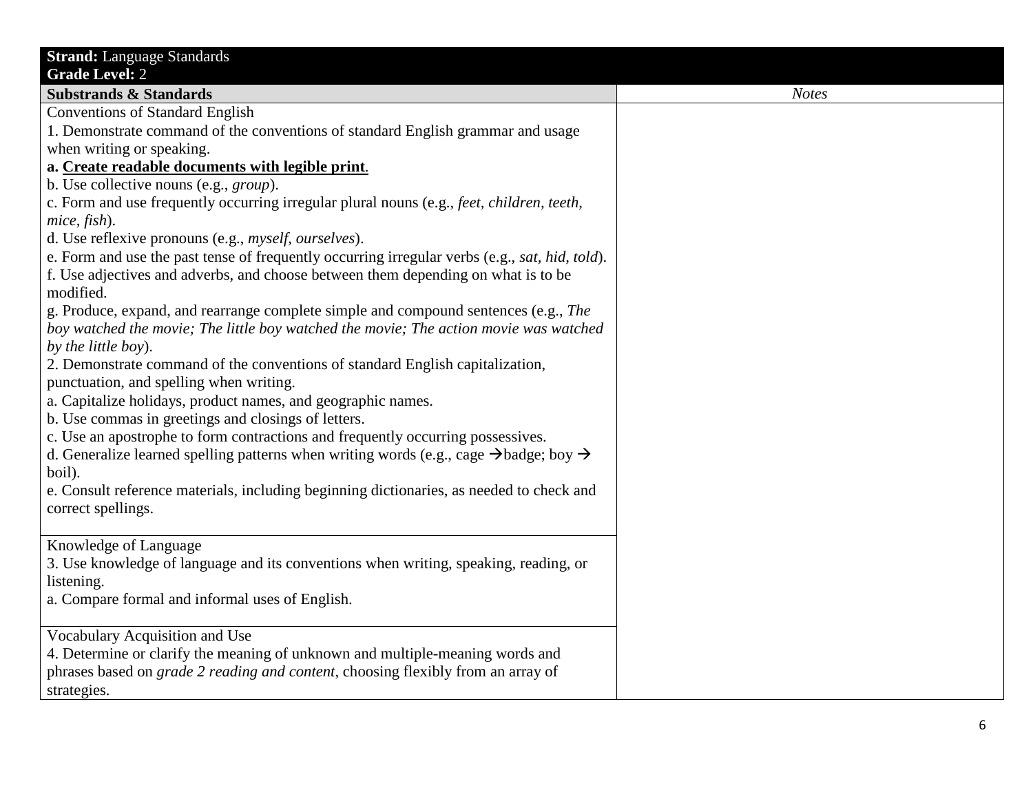| **Strand:** Language Standards<br>**Grade Level:** 2 | |
|---|---|
| **Substrands & Standards** | *Notes* |
| Conventions of Standard English<br>1. Demonstrate command of the conventions of standard English grammar and usage when writing or speaking.<br>**a. <u>Create readable documents with legible print</u>.**<br>b. Use collective nouns (e.g., *group*).<br>c. Form and use frequently occurring irregular plural nouns (e.g., *feet, children, teeth, mice, fish*).<br>d. Use reflexive pronouns (e.g., *myself, ourselves*).<br>e. Form and use the past tense of frequently occurring irregular verbs (e.g., *sat, hid, told*).<br>f. Use adjectives and adverbs, and choose between them depending on what is to be modified.<br>g. Produce, expand, and rearrange complete simple and compound sentences (e.g., *The boy watched the movie; The little boy watched the movie; The action movie was watched by the little boy*).<br>2. Demonstrate command of the conventions of standard English capitalization, punctuation, and spelling when writing.<br>a. Capitalize holidays, product names, and geographic names.<br>b. Use commas in greetings and closings of letters.<br>c. Use an apostrophe to form contractions and frequently occurring possessives.<br>d. Generalize learned spelling patterns when writing words (e.g., cage →badge; boy → boil).<br>e. Consult reference materials, including beginning dictionaries, as needed to check and correct spellings. | |
| Knowledge of Language<br>3. Use knowledge of language and its conventions when writing, speaking, reading, or listening.<br>a. Compare formal and informal uses of English. | |
| Vocabulary Acquisition and Use<br>4. Determine or clarify the meaning of unknown and multiple-meaning words and phrases based on *grade 2 reading and content*, choosing flexibly from an array of strategies. | |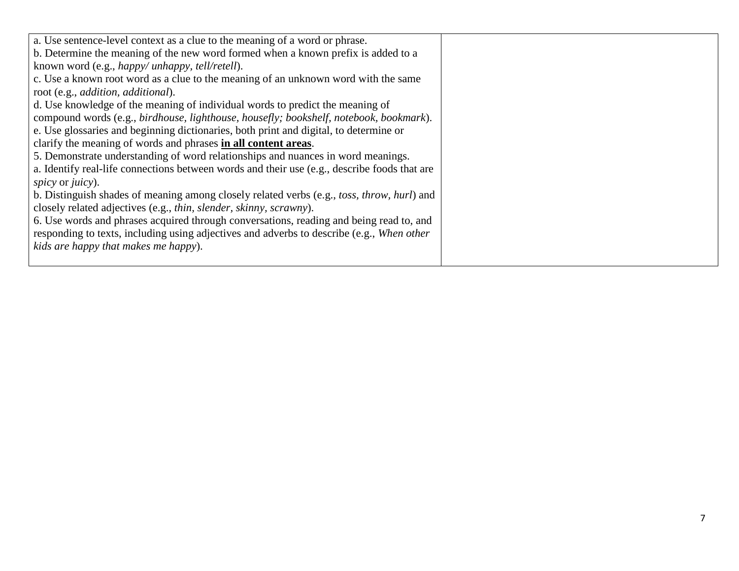| | |
|---|---|
| a. Use sentence-level context as a clue to the meaning of a word or phrase.<br>b. Determine the meaning of the new word formed when a known prefix is added to a known word (e.g., *happy/ unhappy*, *tell/retell*).<br>c. Use a known root word as a clue to the meaning of an unknown word with the same root (e.g., *addition*, *additional*).<br>d. Use knowledge of the meaning of individual words to predict the meaning of compound words (e.g., *birdhouse, lighthouse, housefly; bookshelf, notebook, bookmark*).<br>e. Use glossaries and beginning dictionaries, both print and digital, to determine or clarify the meaning of words and phrases **<u>in all content areas</u>**.<br>5. Demonstrate understanding of word relationships and nuances in word meanings.<br>a. Identify real-life connections between words and their use (e.g., describe foods that are *spicy* or *juicy*).<br>b. Distinguish shades of meaning among closely related verbs (e.g., *toss, throw, hurl*) and closely related adjectives (e.g., *thin, slender, skinny, scrawny*).<br>6. Use words and phrases acquired through conversations, reading and being read to, and responding to texts, including using adjectives and adverbs to describe (e.g., *When other kids are happy that makes me happy*). | |